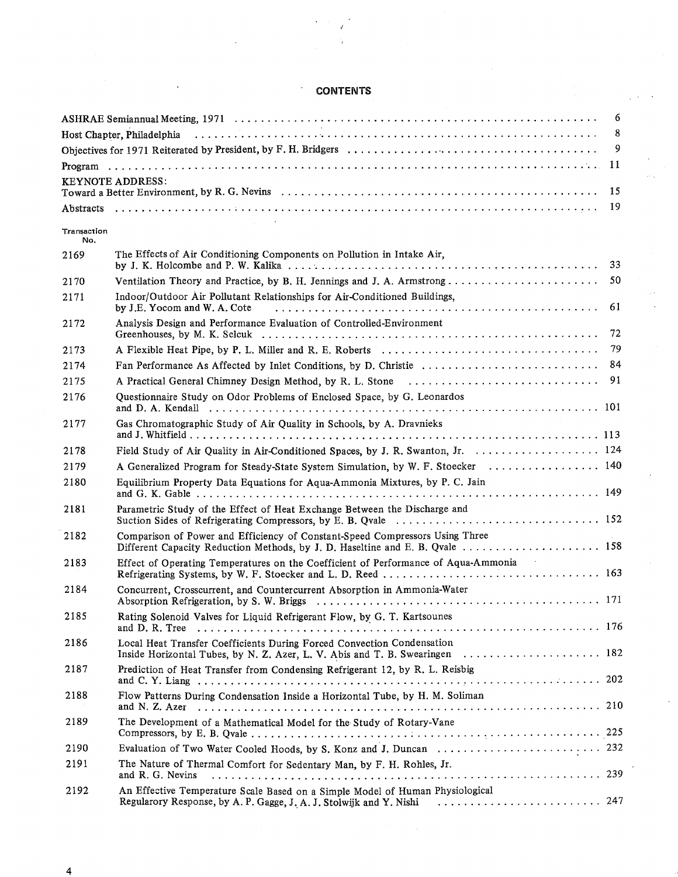# CONTENTS

| | | |
|---|---|---|
| ASHRAE Semiannual Meeting, 1971 | | 6 |
| Host Chapter, Philadelphia | | 8 |
| Objectives for 1971 Reiterated by President, by F. H. Bridgers | | 9 |
| Program | | 11 |
| KEYNOTE ADDRESS: Toward a Better Environment, by R. G. Nevins | | 15 |
| Abstracts | | 19 |

| Transaction No. | | |
|---|---|---|
| 2169 | The Effects of Air Conditioning Components on Pollution in Intake Air, by J. K. Holcombe and P. W. Kalika | 33 |
| 2170 | Ventilation Theory and Practice, by B. H. Jennings and J. A. Armstrong | 50 |
| 2171 | Indoor/Outdoor Air Pollutant Relationships for Air-Conditioned Buildings, by J.E. Yocom and W. A. Cote | 61 |
| 2172 | Analysis Design and Performance Evaluation of Controlled-Environment Greenhouses, by M. K. Selcuk | 72 |
| 2173 | A Flexible Heat Pipe, by P. L. Miller and R. E. Roberts | 79 |
| 2174 | Fan Performance As Affected by Inlet Conditions, by D. Christie | 84 |
| 2175 | A Practical General Chimney Design Method, by R. L. Stone | 91 |
| 2176 | Questionnaire Study on Odor Problems of Enclosed Space, by G. Leonardos and D. A. Kendall | 101 |
| 2177 | Gas Chromatographic Study of Air Quality in Schools, by A. Dravnieks and J. Whitfield | 113 |
| 2178 | Field Study of Air Quality in Air-Conditioned Spaces, by J. R. Swanton, Jr. | 124 |
| 2179 | A Generalized Program for Steady-State System Simulation, by W. F. Stoecker | 140 |
| 2180 | Equilibrium Property Data Equations for Aqua-Ammonia Mixtures, by P. C. Jain and G. K. Gable | 149 |
| 2181 | Parametric Study of the Effect of Heat Exchange Between the Discharge and Suction Sides of Refrigerating Compressors, by E. B. Qvale | 152 |
| 2182 | Comparison of Power and Efficiency of Constant-Speed Compressors Using Three Different Capacity Reduction Methods, by J. D. Haseltine and E. B. Qvale | 158 |
| 2183 | Effect of Operating Temperatures on the Coefficient of Performance of Aqua-Ammonia Refrigerating Systems, by W. F. Stoecker and L. D. Reed | 163 |
| 2184 | Concurrent, Crosscurrent, and Countercurrent Absorption in Ammonia-Water Absorption Refrigeration, by S. W. Briggs | 171 |
| 2185 | Rating Solenoid Valves for Liquid Refrigerant Flow, by G. T. Kartsounes and D. R. Tree | 176 |
| 2186 | Local Heat Transfer Coefficients During Forced Convection Condensation Inside Horizontal Tubes, by N. Z. Azer, L. V. Abis and T. B. Swearingen | 182 |
| 2187 | Prediction of Heat Transfer from Condensing Refrigerant 12, by R. L. Reisbig and C. Y. Liang | 202 |
| 2188 | Flow Patterns During Condensation Inside a Horizontal Tube, by H. M. Soliman and N. Z. Azer | 210 |
| 2189 | The Development of a Mathematical Model for the Study of Rotary-Vane Compressors, by E. B. Qvale | 225 |
| 2190 | Evaluation of Two Water Cooled Hoods, by S. Konz and J. Duncan | 232 |
| 2191 | The Nature of Thermal Comfort for Sedentary Man, by F. H. Rohles, Jr. and R. G. Nevins | 239 |
| 2192 | An Effective Temperature Scale Based on a Simple Model of Human Physiological Regularory Response, by A. P. Gagge, J. A. J. Stolwijk and Y. Nishi | 247 |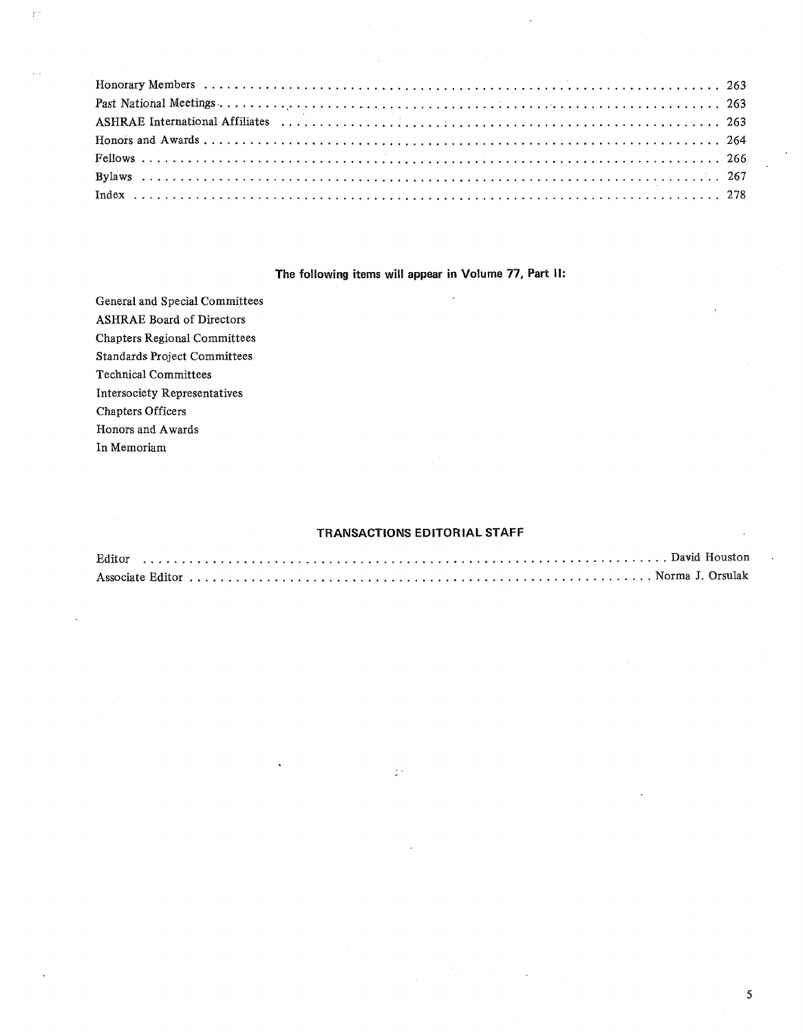Honorary Members . . . . . . . . . . . . . . . . . . . . . . . . . . . . . . . . . . . . . . . . . . . . . . . . . . . . . . . . . . . . . . . . . . . . 263
Past National Meetings . . . . . . . . . . . . . . . . . . . . . . . . . . . . . . . . . . . . . . . . . . . . . . . . . . . . . . . . . . . . . . . . . . 263
ASHRAE International Affiliates . . . . . . . . . . . . . . . . . . . . . . . . . . . . . . . . . . . . . . . . . . . . . . . . . . . . . . . . . . 263
Honors and Awards . . . . . . . . . . . . . . . . . . . . . . . . . . . . . . . . . . . . . . . . . . . . . . . . . . . . . . . . . . . . . . . . . . . . . 264
Fellows . . . . . . . . . . . . . . . . . . . . . . . . . . . . . . . . . . . . . . . . . . . . . . . . . . . . . . . . . . . . . . . . . . . . . . . . . . . . . 266
Bylaws . . . . . . . . . . . . . . . . . . . . . . . . . . . . . . . . . . . . . . . . . . . . . . . . . . . . . . . . . . . . . . . . . . . . . . . . . . . . . 267
Index . . . . . . . . . . . . . . . . . . . . . . . . . . . . . . . . . . . . . . . . . . . . . . . . . . . . . . . . . . . . . . . . . . . . . . . . . . . . . . 278

**The following items will appear in Volume 77, Part II:**

General and Special Committees
ASHRAE Board of Directors
Chapters Regional Committees
Standards Project Committees
Technical Committees
Intersociety Representatives
Chapters Officers
Honors and Awards
In Memoriam

## TRANSACTIONS EDITORIAL STAFF

Editor . . . . . . . . . . . . . . . . . . . . . . . . . . . . . . . . . . . . . . . . . . . . . . . . . . . . . . . . . . . . . . . . . . . . . David Houston
Associate Editor . . . . . . . . . . . . . . . . . . . . . . . . . . . . . . . . . . . . . . . . . . . . . . . . . . . . . . . . . . . . . Norma J. Orsulak